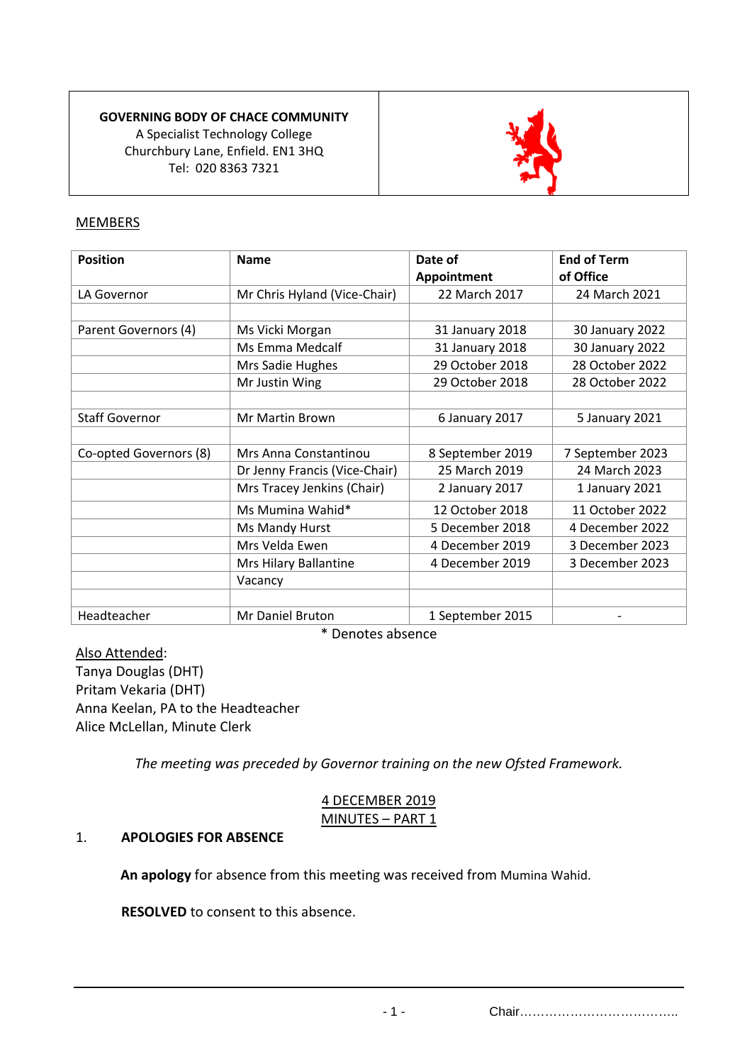**GOVERNING BODY OF CHACE COMMUNITY**
A Specialist Technology College
Churchbury Lane, Enfield. EN1 3HQ
Tel: 020 8363 7321

MEMBERS

| Position | Name | Date of Appointment | End of Term of Office |
|---|---|---|---|
| LA Governor | Mr Chris Hyland (Vice-Chair) | 22 March 2017 | 24 March 2021 |
| | | | |
| Parent Governors (4) | Ms Vicki Morgan | 31 January 2018 | 30 January 2022 |
| | Ms Emma Medcalf | 31 January 2018 | 30 January 2022 |
| | Mrs Sadie Hughes | 29 October 2018 | 28 October 2022 |
| | Mr Justin Wing | 29 October 2018 | 28 October 2022 |
| | | | |
| Staff Governor | Mr Martin Brown | 6 January 2017 | 5 January 2021 |
| | | | |
| Co-opted Governors (8) | Mrs Anna Constantinou | 8 September 2019 | 7 September 2023 |
| | Dr Jenny Francis (Vice-Chair) | 25 March 2019 | 24 March 2023 |
| | Mrs Tracey Jenkins (Chair) | 2 January 2017 | 1 January 2021 |
| | Ms Mumina Wahid* | 12 October 2018 | 11 October 2022 |
| | Ms Mandy Hurst | 5 December 2018 | 4 December 2022 |
| | Mrs Velda Ewen | 4 December 2019 | 3 December 2023 |
| | Mrs Hilary Ballantine | 4 December 2019 | 3 December 2023 |
| | Vacancy | | |
| | | | |
| Headteacher | Mr Daniel Bruton | 1 September 2015 | - |

\* Denotes absence

Also Attended:
Tanya Douglas (DHT)
Pritam Vekaria (DHT)
Anna Keelan, PA to the Headteacher
Alice McLellan, Minute Clerk

*The meeting was preceded by Governor training on the new Ofsted Framework.*

## 4 DECEMBER 2019
## MINUTES – PART 1

### 1. APOLOGIES FOR ABSENCE

**An apology** for absence from this meeting was received from Mumina Wahid.

**RESOLVED** to consent to this absence.

Chair………………………………..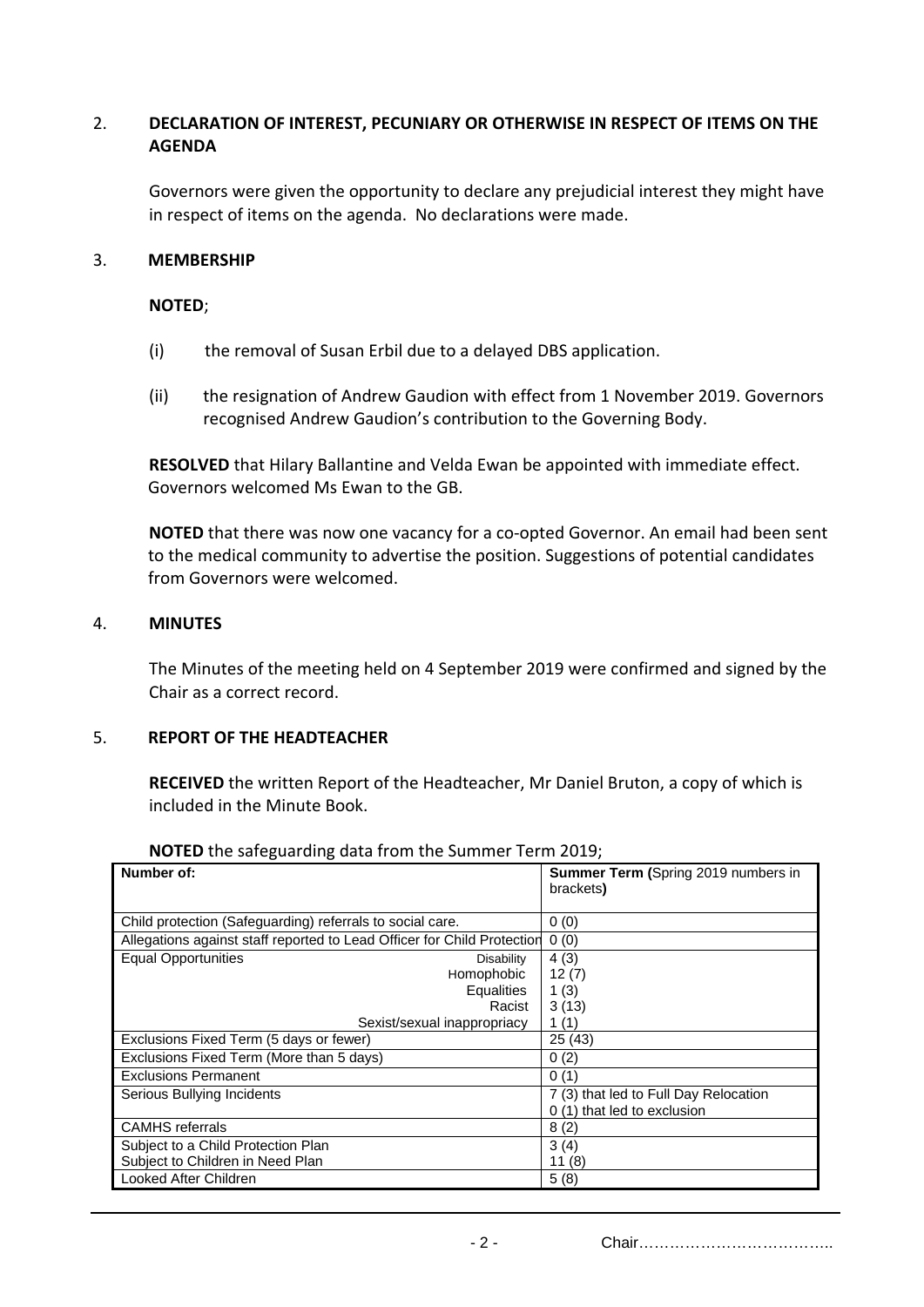## 2. DECLARATION OF INTEREST, PECUNIARY OR OTHERWISE IN RESPECT OF ITEMS ON THE AGENDA

Governors were given the opportunity to declare any prejudicial interest they might have in respect of items on the agenda. No declarations were made.

## 3. MEMBERSHIP

**NOTED**;

(i) the removal of Susan Erbil due to a delayed DBS application.

(ii) the resignation of Andrew Gaudion with effect from 1 November 2019. Governors recognised Andrew Gaudion's contribution to the Governing Body.

**RESOLVED** that Hilary Ballantine and Velda Ewan be appointed with immediate effect. Governors welcomed Ms Ewan to the GB.

**NOTED** that there was now one vacancy for a co-opted Governor. An email had been sent to the medical community to advertise the position. Suggestions of potential candidates from Governors were welcomed.

## 4. MINUTES

The Minutes of the meeting held on 4 September 2019 were confirmed and signed by the Chair as a correct record.

## 5. REPORT OF THE HEADTEACHER

**RECEIVED** the written Report of the Headteacher, Mr Daniel Bruton, a copy of which is included in the Minute Book.

**NOTED** the safeguarding data from the Summer Term 2019;

| Number of: | Summer Term (Spring 2019 numbers in brackets) |
|---|---|
| Child protection (Safeguarding) referrals to social care. | 0 (0) |
| Allegations against staff reported to Lead Officer for Child Protection | 0 (0) |
| Equal Opportunities — Disability | 4 (3) |
| Homophobic | 12 (7) |
| Equalities | 1 (3) |
| Racist | 3 (13) |
| Sexist/sexual inappropriacy | 1 (1) |
| Exclusions Fixed Term (5 days or fewer) | 25 (43) |
| Exclusions Fixed Term (More than 5 days) | 0 (2) |
| Exclusions Permanent | 0 (1) |
| Serious Bullying Incidents | 7 (3) that led to Full Day Relocation<br>0 (1) that led to exclusion |
| CAMHS referrals | 8 (2) |
| Subject to a Child Protection Plan | 3 (4) |
| Subject to Children in Need Plan | 11 (8) |
| Looked After Children | 5 (8) |

Chair………………………………..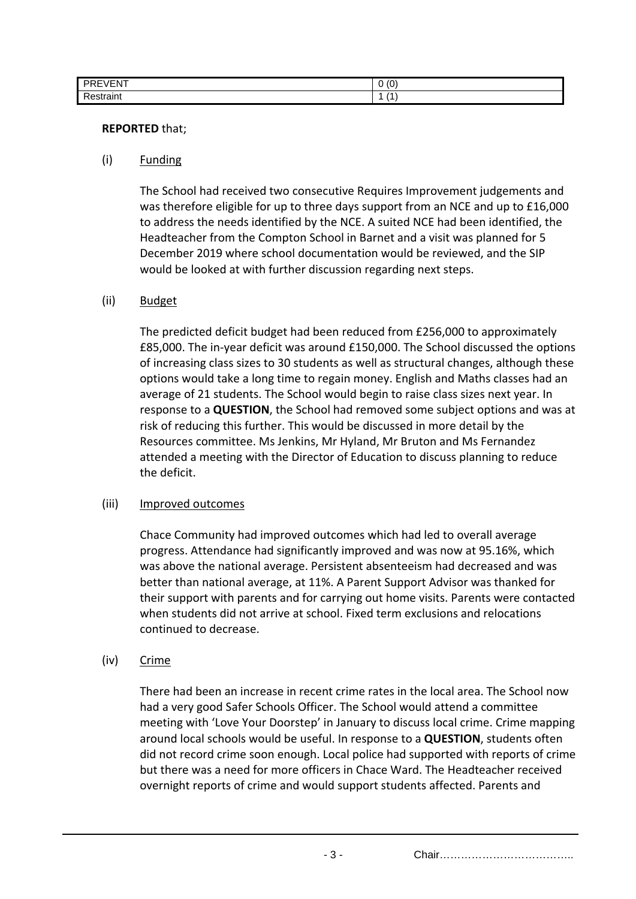| PREVENT | 0 (0) |
|---|---|
| Restraint | 1 (1) |

**REPORTED** that;

(i) <u>Funding</u>

The School had received two consecutive Requires Improvement judgements and was therefore eligible for up to three days support from an NCE and up to £16,000 to address the needs identified by the NCE. A suited NCE had been identified, the Headteacher from the Compton School in Barnet and a visit was planned for 5 December 2019 where school documentation would be reviewed, and the SIP would be looked at with further discussion regarding next steps.

(ii) <u>Budget</u>

The predicted deficit budget had been reduced from £256,000 to approximately £85,000. The in-year deficit was around £150,000. The School discussed the options of increasing class sizes to 30 students as well as structural changes, although these options would take a long time to regain money. English and Maths classes had an average of 21 students. The School would begin to raise class sizes next year. In response to a **QUESTION**, the School had removed some subject options and was at risk of reducing this further. This would be discussed in more detail by the Resources committee. Ms Jenkins, Mr Hyland, Mr Bruton and Ms Fernandez attended a meeting with the Director of Education to discuss planning to reduce the deficit.

(iii) <u>Improved outcomes</u>

Chace Community had improved outcomes which had led to overall average progress. Attendance had significantly improved and was now at 95.16%, which was above the national average. Persistent absenteeism had decreased and was better than national average, at 11%. A Parent Support Advisor was thanked for their support with parents and for carrying out home visits. Parents were contacted when students did not arrive at school. Fixed term exclusions and relocations continued to decrease.

(iv) <u>Crime</u>

There had been an increase in recent crime rates in the local area. The School now had a very good Safer Schools Officer. The School would attend a committee meeting with 'Love Your Doorstep' in January to discuss local crime. Crime mapping around local schools would be useful. In response to a **QUESTION**, students often did not record crime soon enough. Local police had supported with reports of crime but there was a need for more officers in Chace Ward. The Headteacher received overnight reports of crime and would support students affected. Parents and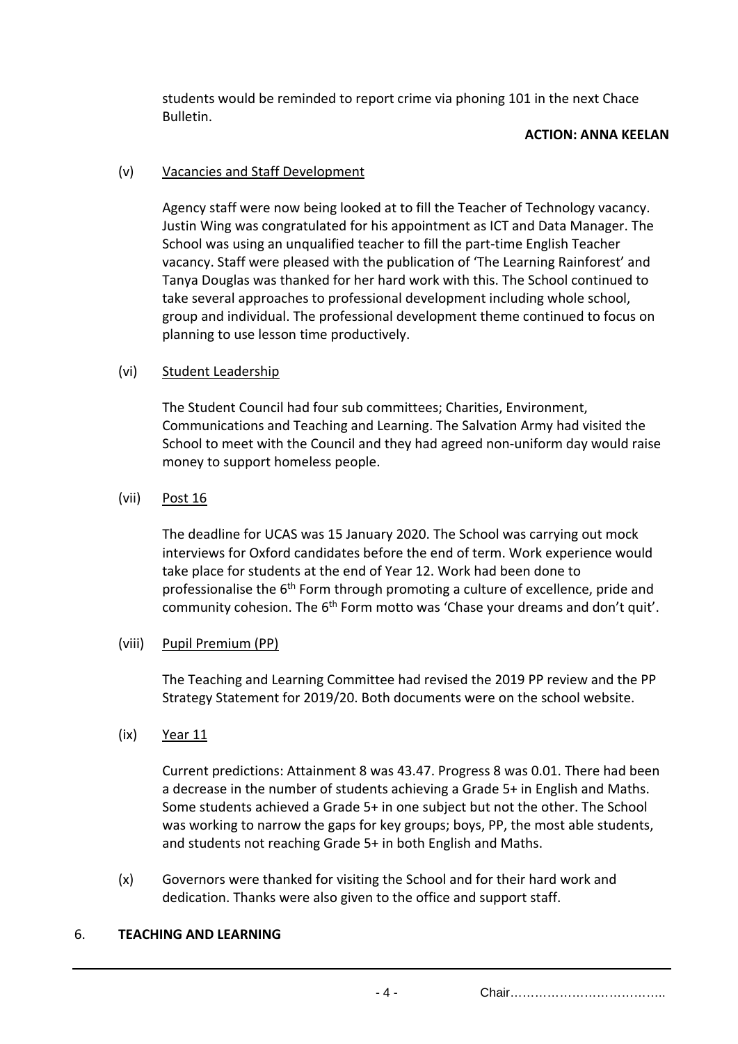students would be reminded to report crime via phoning 101 in the next Chace Bulletin.

**ACTION: ANNA KEELAN**

(v) Vacancies and Staff Development

Agency staff were now being looked at to fill the Teacher of Technology vacancy. Justin Wing was congratulated for his appointment as ICT and Data Manager. The School was using an unqualified teacher to fill the part-time English Teacher vacancy. Staff were pleased with the publication of 'The Learning Rainforest' and Tanya Douglas was thanked for her hard work with this. The School continued to take several approaches to professional development including whole school, group and individual. The professional development theme continued to focus on planning to use lesson time productively.

(vi) Student Leadership

The Student Council had four sub committees; Charities, Environment, Communications and Teaching and Learning. The Salvation Army had visited the School to meet with the Council and they had agreed non-uniform day would raise money to support homeless people.

(vii) Post 16

The deadline for UCAS was 15 January 2020. The School was carrying out mock interviews for Oxford candidates before the end of term. Work experience would take place for students at the end of Year 12. Work had been done to professionalise the 6th Form through promoting a culture of excellence, pride and community cohesion. The 6th Form motto was 'Chase your dreams and don't quit'.

(viii) Pupil Premium (PP)

The Teaching and Learning Committee had revised the 2019 PP review and the PP Strategy Statement for 2019/20. Both documents were on the school website.

(ix) Year 11

Current predictions: Attainment 8 was 43.47. Progress 8 was 0.01. There had been a decrease in the number of students achieving a Grade 5+ in English and Maths. Some students achieved a Grade 5+ in one subject but not the other. The School was working to narrow the gaps for key groups; boys, PP, the most able students, and students not reaching Grade 5+ in both English and Maths.

(x) Governors were thanked for visiting the School and for their hard work and dedication. Thanks were also given to the office and support staff.

## 6. TEACHING AND LEARNING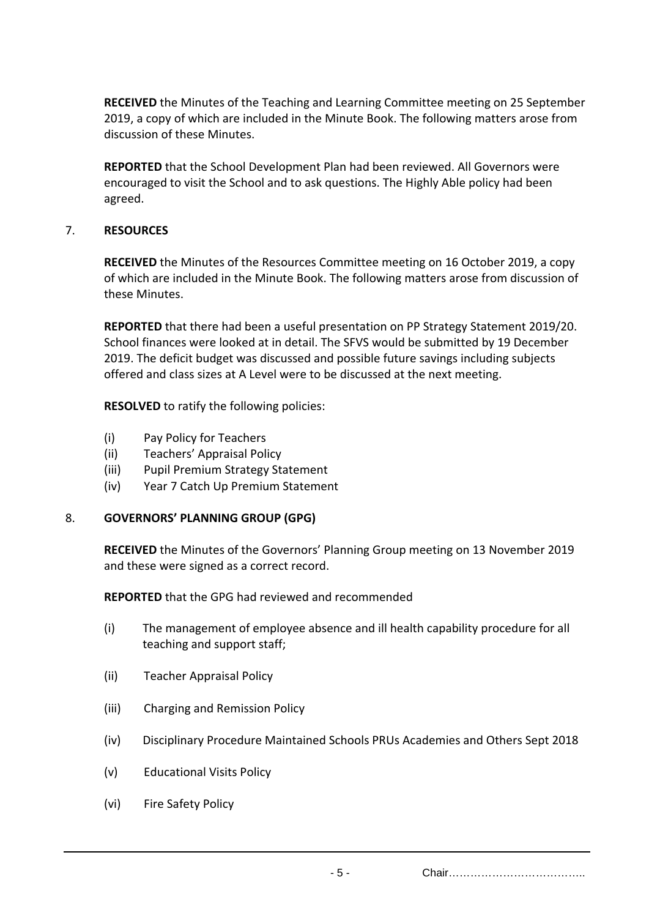**RECEIVED** the Minutes of the Teaching and Learning Committee meeting on 25 September 2019, a copy of which are included in the Minute Book. The following matters arose from discussion of these Minutes.

**REPORTED** that the School Development Plan had been reviewed. All Governors were encouraged to visit the School and to ask questions. The Highly Able policy had been agreed.

## 7. RESOURCES

**RECEIVED** the Minutes of the Resources Committee meeting on 16 October 2019, a copy of which are included in the Minute Book. The following matters arose from discussion of these Minutes.

**REPORTED** that there had been a useful presentation on PP Strategy Statement 2019/20. School finances were looked at in detail. The SFVS would be submitted by 19 December 2019. The deficit budget was discussed and possible future savings including subjects offered and class sizes at A Level were to be discussed at the next meeting.

**RESOLVED** to ratify the following policies:

(i) Pay Policy for Teachers
(ii) Teachers' Appraisal Policy
(iii) Pupil Premium Strategy Statement
(iv) Year 7 Catch Up Premium Statement

## 8. GOVERNORS' PLANNING GROUP (GPG)

**RECEIVED** the Minutes of the Governors' Planning Group meeting on 13 November 2019 and these were signed as a correct record.

**REPORTED** that the GPG had reviewed and recommended

(i) The management of employee absence and ill health capability procedure for all teaching and support staff;

(ii) Teacher Appraisal Policy

(iii) Charging and Remission Policy

(iv) Disciplinary Procedure Maintained Schools PRUs Academies and Others Sept 2018

(v) Educational Visits Policy

(vi) Fire Safety Policy

Chair………………………………..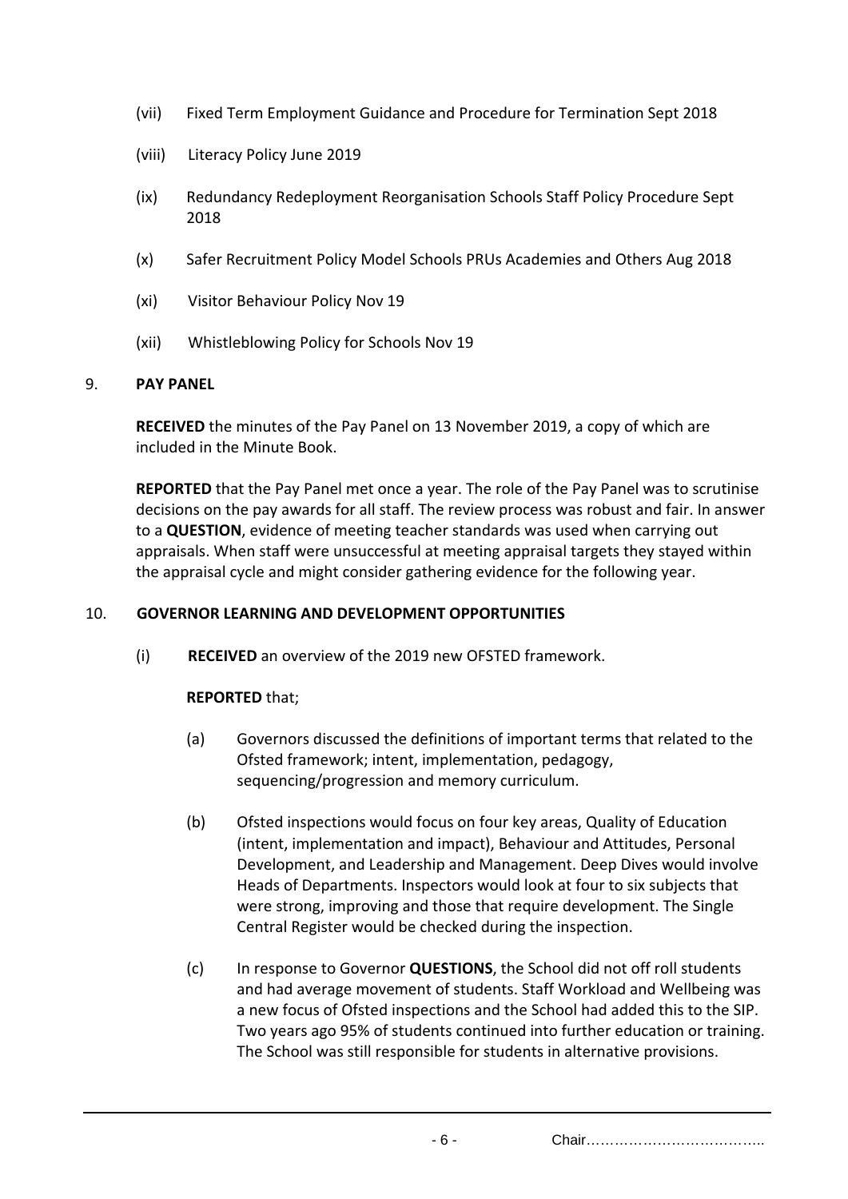(vii) Fixed Term Employment Guidance and Procedure for Termination Sept 2018

(viii) Literacy Policy June 2019

(ix) Redundancy Redeployment Reorganisation Schools Staff Policy Procedure Sept 2018

(x) Safer Recruitment Policy Model Schools PRUs Academies and Others Aug 2018

(xi) Visitor Behaviour Policy Nov 19

(xii) Whistleblowing Policy for Schools Nov 19

9. **PAY PANEL**

**RECEIVED** the minutes of the Pay Panel on 13 November 2019, a copy of which are included in the Minute Book.

**REPORTED** that the Pay Panel met once a year. The role of the Pay Panel was to scrutinise decisions on the pay awards for all staff. The review process was robust and fair. In answer to a **QUESTION**, evidence of meeting teacher standards was used when carrying out appraisals. When staff were unsuccessful at meeting appraisal targets they stayed within the appraisal cycle and might consider gathering evidence for the following year.

10. **GOVERNOR LEARNING AND DEVELOPMENT OPPORTUNITIES**

(i) **RECEIVED** an overview of the 2019 new OFSTED framework.

**REPORTED** that;

(a) Governors discussed the definitions of important terms that related to the Ofsted framework; intent, implementation, pedagogy, sequencing/progression and memory curriculum.

(b) Ofsted inspections would focus on four key areas, Quality of Education (intent, implementation and impact), Behaviour and Attitudes, Personal Development, and Leadership and Management. Deep Dives would involve Heads of Departments. Inspectors would look at four to six subjects that were strong, improving and those that require development. The Single Central Register would be checked during the inspection.

(c) In response to Governor **QUESTIONS**, the School did not off roll students and had average movement of students. Staff Workload and Wellbeing was a new focus of Ofsted inspections and the School had added this to the SIP. Two years ago 95% of students continued into further education or training. The School was still responsible for students in alternative provisions.

Chair………………………………..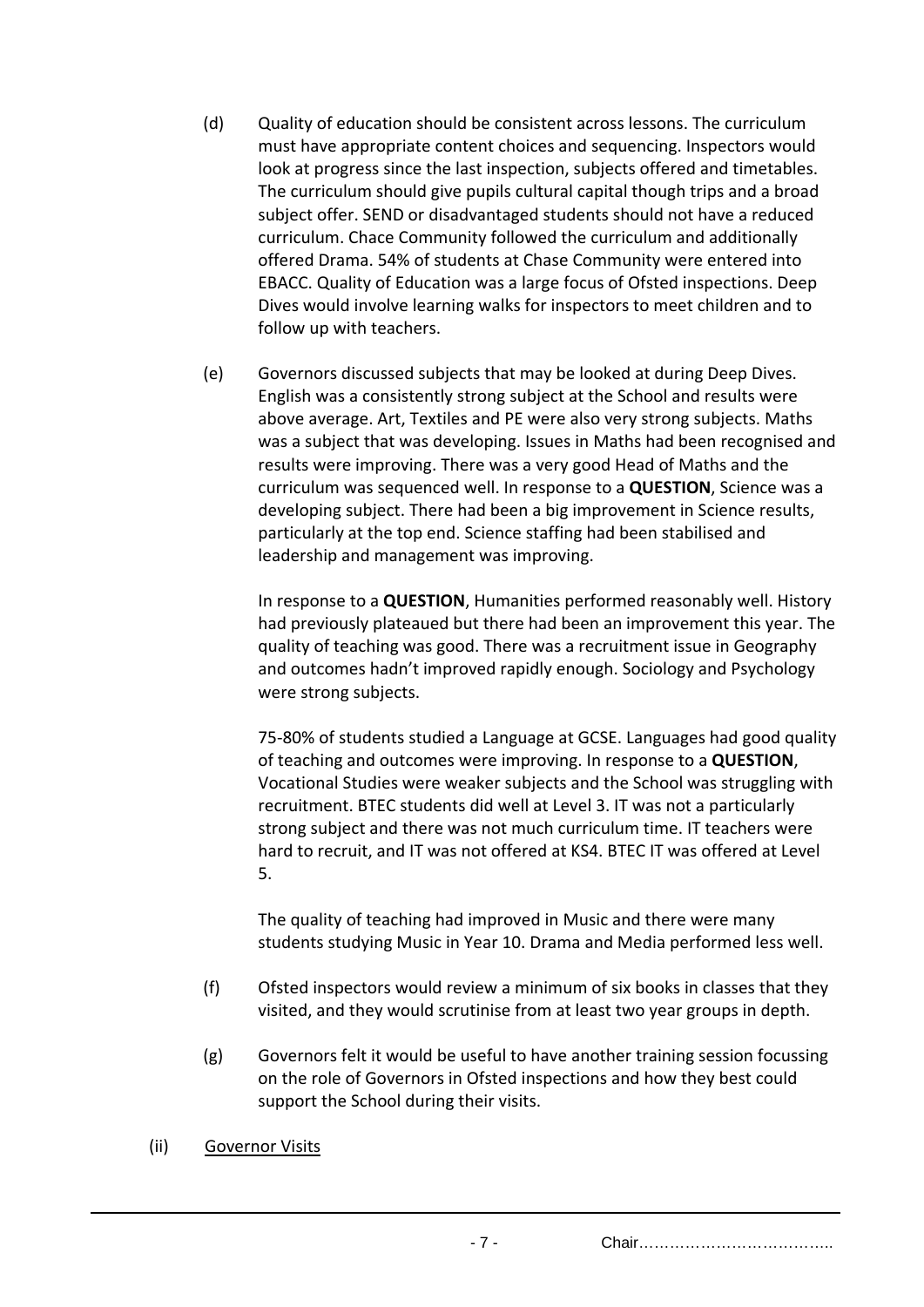(d) Quality of education should be consistent across lessons. The curriculum must have appropriate content choices and sequencing. Inspectors would look at progress since the last inspection, subjects offered and timetables. The curriculum should give pupils cultural capital though trips and a broad subject offer. SEND or disadvantaged students should not have a reduced curriculum. Chace Community followed the curriculum and additionally offered Drama. 54% of students at Chase Community were entered into EBACC. Quality of Education was a large focus of Ofsted inspections. Deep Dives would involve learning walks for inspectors to meet children and to follow up with teachers.

(e) Governors discussed subjects that may be looked at during Deep Dives. English was a consistently strong subject at the School and results were above average. Art, Textiles and PE were also very strong subjects. Maths was a subject that was developing. Issues in Maths had been recognised and results were improving. There was a very good Head of Maths and the curriculum was sequenced well. In response to a **QUESTION**, Science was a developing subject. There had been a big improvement in Science results, particularly at the top end. Science staffing had been stabilised and leadership and management was improving.

In response to a **QUESTION**, Humanities performed reasonably well. History had previously plateaued but there had been an improvement this year. The quality of teaching was good. There was a recruitment issue in Geography and outcomes hadn't improved rapidly enough. Sociology and Psychology were strong subjects.

75-80% of students studied a Language at GCSE. Languages had good quality of teaching and outcomes were improving. In response to a **QUESTION**, Vocational Studies were weaker subjects and the School was struggling with recruitment. BTEC students did well at Level 3. IT was not a particularly strong subject and there was not much curriculum time. IT teachers were hard to recruit, and IT was not offered at KS4. BTEC IT was offered at Level 5.

The quality of teaching had improved in Music and there were many students studying Music in Year 10. Drama and Media performed less well.

(f) Ofsted inspectors would review a minimum of six books in classes that they visited, and they would scrutinise from at least two year groups in depth.

(g) Governors felt it would be useful to have another training session focussing on the role of Governors in Ofsted inspections and how they best could support the School during their visits.

(ii) <u>Governor Visits</u>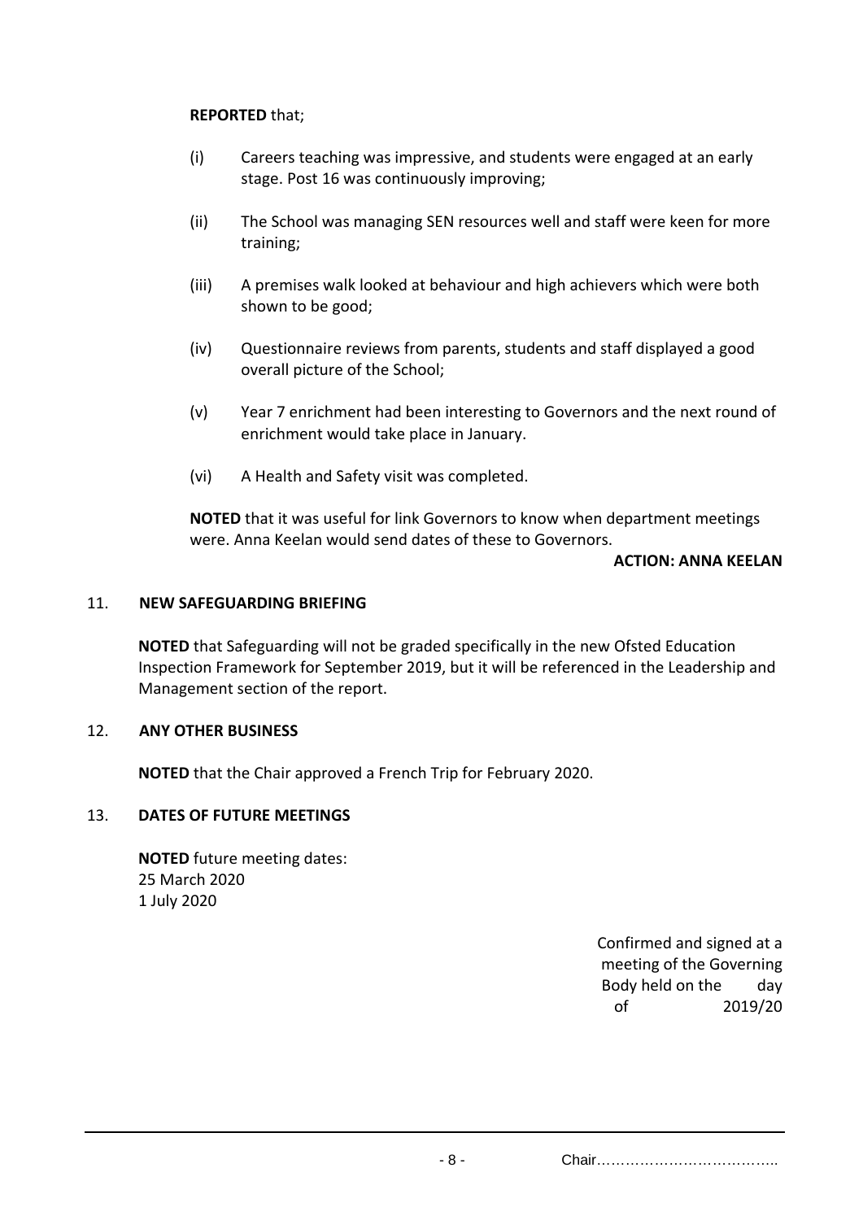**REPORTED** that;

(i) Careers teaching was impressive, and students were engaged at an early stage. Post 16 was continuously improving;

(ii) The School was managing SEN resources well and staff were keen for more training;

(iii) A premises walk looked at behaviour and high achievers which were both shown to be good;

(iv) Questionnaire reviews from parents, students and staff displayed a good overall picture of the School;

(v) Year 7 enrichment had been interesting to Governors and the next round of enrichment would take place in January.

(vi) A Health and Safety visit was completed.

**NOTED** that it was useful for link Governors to know when department meetings were. Anna Keelan would send dates of these to Governors.

**ACTION: ANNA KEELAN**

## 11. NEW SAFEGUARDING BRIEFING

**NOTED** that Safeguarding will not be graded specifically in the new Ofsted Education Inspection Framework for September 2019, but it will be referenced in the Leadership and Management section of the report.

## 12. ANY OTHER BUSINESS

**NOTED** that the Chair approved a French Trip for February 2020.

## 13. DATES OF FUTURE MEETINGS

**NOTED** future meeting dates:
25 March 2020
1 July 2020

Confirmed and signed at a meeting of the Governing Body held on the day of 2019/20

Chair………………………………..